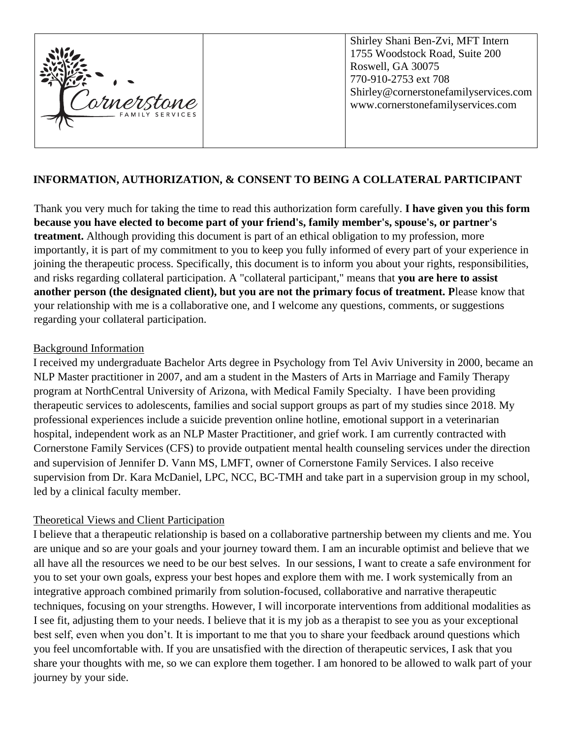| Cornerstone FAMILY SERVICES | | Shirley Shani Ben-Zvi, MFT Intern<br>1755 Woodstock Road, Suite 200<br>Roswell, GA 30075<br>770-910-2753 ext 708<br>Shirley@cornerstonefamilyservices.com<br>www.cornerstonefamilyservices.com |
|---|---|---|

## INFORMATION, AUTHORIZATION, & CONSENT TO BEING A COLLATERAL PARTICIPANT

Thank you very much for taking the time to read this authorization form carefully. **I have given you this form because you have elected to become part of your friend's, family member's, spouse's, or partner's treatment.** Although providing this document is part of an ethical obligation to my profession, more importantly, it is part of my commitment to you to keep you fully informed of every part of your experience in joining the therapeutic process. Specifically, this document is to inform you about your rights, responsibilities, and risks regarding collateral participation. A "collateral participant," means that **you are here to assist another person (the designated client), but you are not the primary focus of treatment. P**lease know that your relationship with me is a collaborative one, and I welcome any questions, comments, or suggestions regarding your collateral participation.

### Background Information

I received my undergraduate Bachelor Arts degree in Psychology from Tel Aviv University in 2000, became an NLP Master practitioner in 2007, and am a student in the Masters of Arts in Marriage and Family Therapy program at NorthCentral University of Arizona, with Medical Family Specialty. I have been providing therapeutic services to adolescents, families and social support groups as part of my studies since 2018. My professional experiences include a suicide prevention online hotline, emotional support in a veterinarian hospital, independent work as an NLP Master Practitioner, and grief work. I am currently contracted with Cornerstone Family Services (CFS) to provide outpatient mental health counseling services under the direction and supervision of Jennifer D. Vann MS, LMFT, owner of Cornerstone Family Services. I also receive supervision from Dr. Kara McDaniel, LPC, NCC, BC-TMH and take part in a supervision group in my school, led by a clinical faculty member.

### Theoretical Views and Client Participation

I believe that a therapeutic relationship is based on a collaborative partnership between my clients and me. You are unique and so are your goals and your journey toward them. I am an incurable optimist and believe that we all have all the resources we need to be our best selves. In our sessions, I want to create a safe environment for you to set your own goals, express your best hopes and explore them with me. I work systemically from an integrative approach combined primarily from solution-focused, collaborative and narrative therapeutic techniques, focusing on your strengths. However, I will incorporate interventions from additional modalities as I see fit, adjusting them to your needs. I believe that it is my job as a therapist to see you as your exceptional best self, even when you don't. It is important to me that you to share your feedback around questions which you feel uncomfortable with. If you are unsatisfied with the direction of therapeutic services, I ask that you share your thoughts with me, so we can explore them together. I am honored to be allowed to walk part of your journey by your side.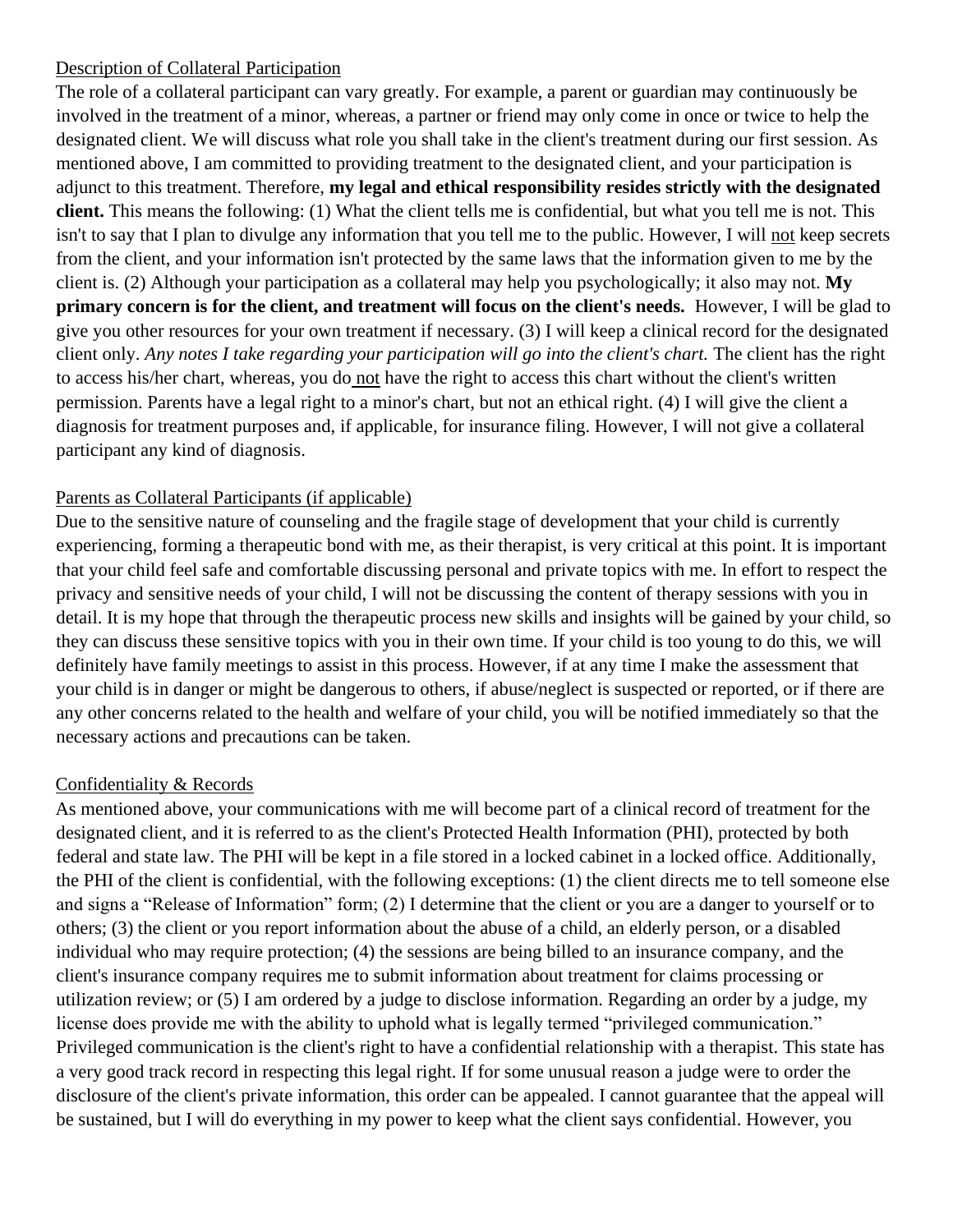## Description of Collateral Participation

The role of a collateral participant can vary greatly. For example, a parent or guardian may continuously be involved in the treatment of a minor, whereas, a partner or friend may only come in once or twice to help the designated client. We will discuss what role you shall take in the client's treatment during our first session. As mentioned above, I am committed to providing treatment to the designated client, and your participation is adjunct to this treatment. Therefore, **my legal and ethical responsibility resides strictly with the designated client.** This means the following: (1) What the client tells me is confidential, but what you tell me is not. This isn't to say that I plan to divulge any information that you tell me to the public. However, I will not keep secrets from the client, and your information isn't protected by the same laws that the information given to me by the client is. (2) Although your participation as a collateral may help you psychologically; it also may not. **My primary concern is for the client, and treatment will focus on the client's needs.** However, I will be glad to give you other resources for your own treatment if necessary. (3) I will keep a clinical record for the designated client only. *Any notes I take regarding your participation will go into the client's chart.* The client has the right to access his/her chart, whereas, you do not have the right to access this chart without the client's written permission. Parents have a legal right to a minor's chart, but not an ethical right. (4) I will give the client a diagnosis for treatment purposes and, if applicable, for insurance filing. However, I will not give a collateral participant any kind of diagnosis.

## Parents as Collateral Participants (if applicable)

Due to the sensitive nature of counseling and the fragile stage of development that your child is currently experiencing, forming a therapeutic bond with me, as their therapist, is very critical at this point. It is important that your child feel safe and comfortable discussing personal and private topics with me. In effort to respect the privacy and sensitive needs of your child, I will not be discussing the content of therapy sessions with you in detail. It is my hope that through the therapeutic process new skills and insights will be gained by your child, so they can discuss these sensitive topics with you in their own time. If your child is too young to do this, we will definitely have family meetings to assist in this process. However, if at any time I make the assessment that your child is in danger or might be dangerous to others, if abuse/neglect is suspected or reported, or if there are any other concerns related to the health and welfare of your child, you will be notified immediately so that the necessary actions and precautions can be taken.

## Confidentiality & Records

As mentioned above, your communications with me will become part of a clinical record of treatment for the designated client, and it is referred to as the client's Protected Health Information (PHI), protected by both federal and state law. The PHI will be kept in a file stored in a locked cabinet in a locked office. Additionally, the PHI of the client is confidential, with the following exceptions: (1) the client directs me to tell someone else and signs a "Release of Information" form; (2) I determine that the client or you are a danger to yourself or to others; (3) the client or you report information about the abuse of a child, an elderly person, or a disabled individual who may require protection; (4) the sessions are being billed to an insurance company, and the client's insurance company requires me to submit information about treatment for claims processing or utilization review; or (5) I am ordered by a judge to disclose information. Regarding an order by a judge, my license does provide me with the ability to uphold what is legally termed "privileged communication." Privileged communication is the client's right to have a confidential relationship with a therapist. This state has a very good track record in respecting this legal right. If for some unusual reason a judge were to order the disclosure of the client's private information, this order can be appealed. I cannot guarantee that the appeal will be sustained, but I will do everything in my power to keep what the client says confidential. However, you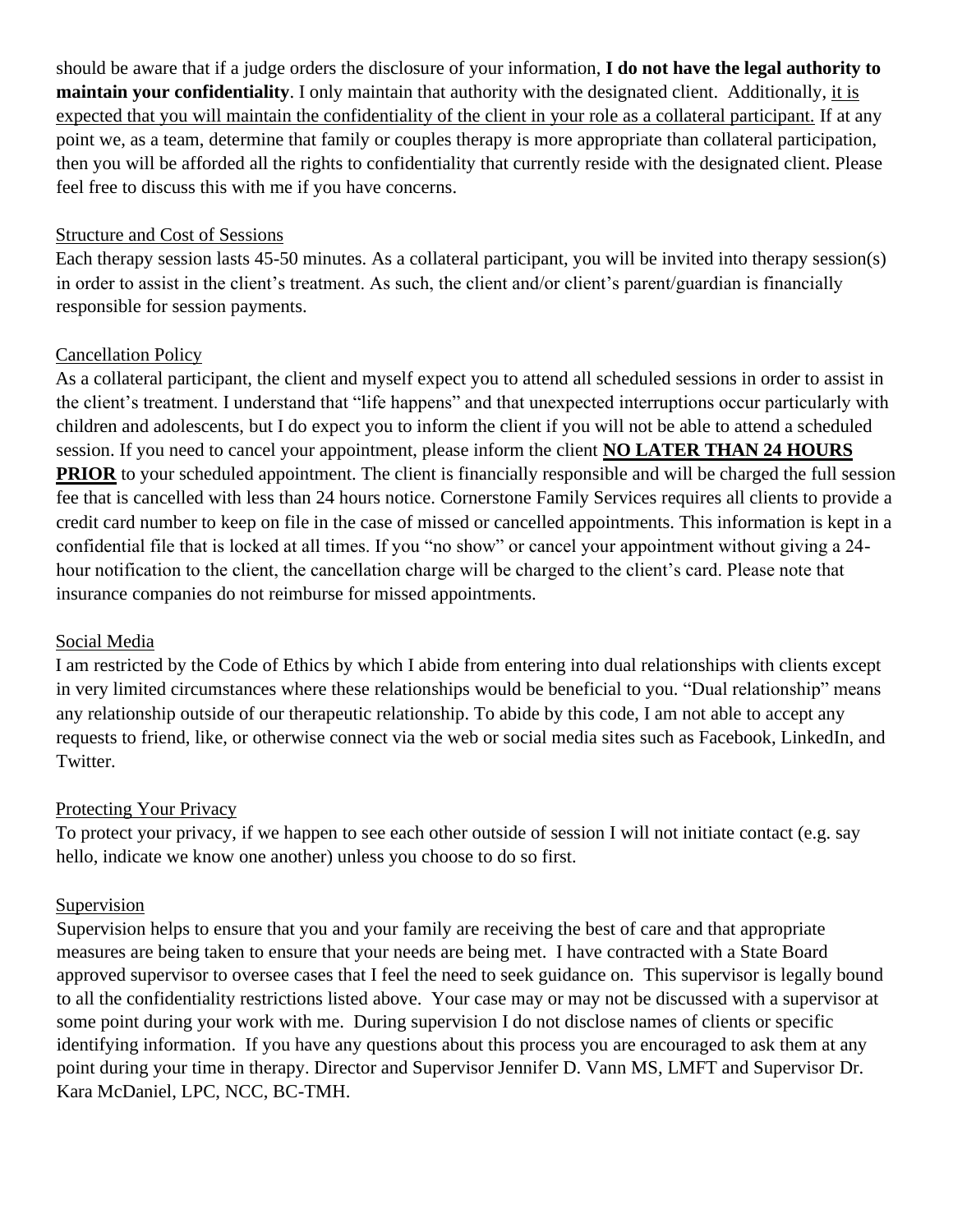should be aware that if a judge orders the disclosure of your information, **I do not have the legal authority to maintain your confidentiality**. I only maintain that authority with the designated client. Additionally, <u>it is expected that you will maintain the confidentiality of the client in your role as a collateral participant.</u> If at any point we, as a team, determine that family or couples therapy is more appropriate than collateral participation, then you will be afforded all the rights to confidentiality that currently reside with the designated client. Please feel free to discuss this with me if you have concerns.

<u>Structure and Cost of Sessions</u>

Each therapy session lasts 45-50 minutes. As a collateral participant, you will be invited into therapy session(s) in order to assist in the client's treatment. As such, the client and/or client's parent/guardian is financially responsible for session payments.

<u>Cancellation Policy</u>

As a collateral participant, the client and myself expect you to attend all scheduled sessions in order to assist in the client's treatment. I understand that "life happens" and that unexpected interruptions occur particularly with children and adolescents, but I do expect you to inform the client if you will not be able to attend a scheduled session. If you need to cancel your appointment, please inform the client **<u>NO LATER THAN 24 HOURS PRIOR</u>** to your scheduled appointment. The client is financially responsible and will be charged the full session fee that is cancelled with less than 24 hours notice. Cornerstone Family Services requires all clients to provide a credit card number to keep on file in the case of missed or cancelled appointments. This information is kept in a confidential file that is locked at all times. If you "no show" or cancel your appointment without giving a 24-hour notification to the client, the cancellation charge will be charged to the client's card. Please note that insurance companies do not reimburse for missed appointments.

<u>Social Media</u>

I am restricted by the Code of Ethics by which I abide from entering into dual relationships with clients except in very limited circumstances where these relationships would be beneficial to you. "Dual relationship" means any relationship outside of our therapeutic relationship. To abide by this code, I am not able to accept any requests to friend, like, or otherwise connect via the web or social media sites such as Facebook, LinkedIn, and Twitter.

<u>Protecting Your Privacy</u>

To protect your privacy, if we happen to see each other outside of session I will not initiate contact (e.g. say hello, indicate we know one another) unless you choose to do so first.

<u>Supervision</u>

Supervision helps to ensure that you and your family are receiving the best of care and that appropriate measures are being taken to ensure that your needs are being met. I have contracted with a State Board approved supervisor to oversee cases that I feel the need to seek guidance on. This supervisor is legally bound to all the confidentiality restrictions listed above. Your case may or may not be discussed with a supervisor at some point during your work with me. During supervision I do not disclose names of clients or specific identifying information. If you have any questions about this process you are encouraged to ask them at any point during your time in therapy. Director and Supervisor Jennifer D. Vann MS, LMFT and Supervisor Dr. Kara McDaniel, LPC, NCC, BC-TMH.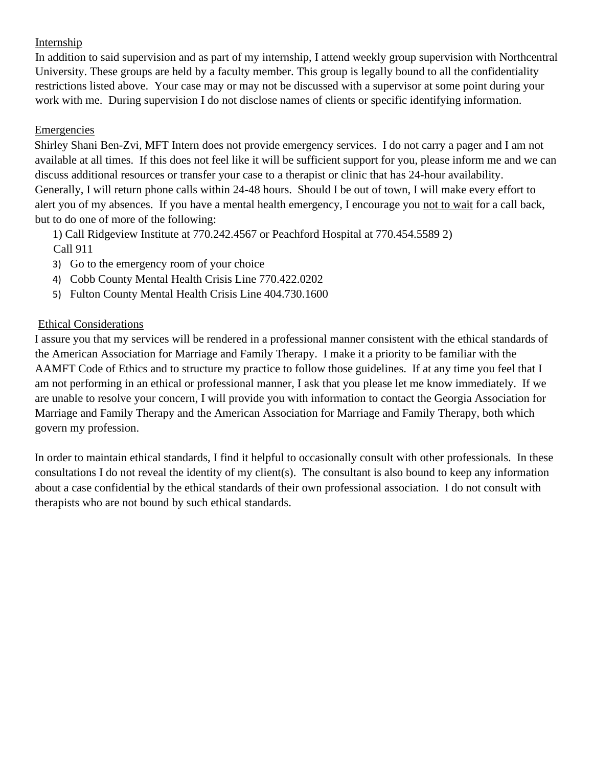<u>Internship</u>

In addition to said supervision and as part of my internship, I attend weekly group supervision with Northcentral University. These groups are held by a faculty member. This group is legally bound to all the confidentiality restrictions listed above. Your case may or may not be discussed with a supervisor at some point during your work with me. During supervision I do not disclose names of clients or specific identifying information.

<u>Emergencies</u>

Shirley Shani Ben-Zvi, MFT Intern does not provide emergency services. I do not carry a pager and I am not available at all times. If this does not feel like it will be sufficient support for you, please inform me and we can discuss additional resources or transfer your case to a therapist or clinic that has 24-hour availability. Generally, I will return phone calls within 24-48 hours. Should I be out of town, I will make every effort to alert you of my absences. If you have a mental health emergency, I encourage you <u>not to wait</u> for a call back, but to do one of more of the following:

1) Call Ridgeview Institute at 770.242.4567 or Peachford Hospital at 770.454.5589
2) Call 911
3) Go to the emergency room of your choice
4) Cobb County Mental Health Crisis Line 770.422.0202
5) Fulton County Mental Health Crisis Line 404.730.1600

<u>Ethical Considerations</u>

I assure you that my services will be rendered in a professional manner consistent with the ethical standards of the American Association for Marriage and Family Therapy. I make it a priority to be familiar with the AAMFT Code of Ethics and to structure my practice to follow those guidelines. If at any time you feel that I am not performing in an ethical or professional manner, I ask that you please let me know immediately. If we are unable to resolve your concern, I will provide you with information to contact the Georgia Association for Marriage and Family Therapy and the American Association for Marriage and Family Therapy, both which govern my profession.

In order to maintain ethical standards, I find it helpful to occasionally consult with other professionals. In these consultations I do not reveal the identity of my client(s). The consultant is also bound to keep any information about a case confidential by the ethical standards of their own professional association. I do not consult with therapists who are not bound by such ethical standards.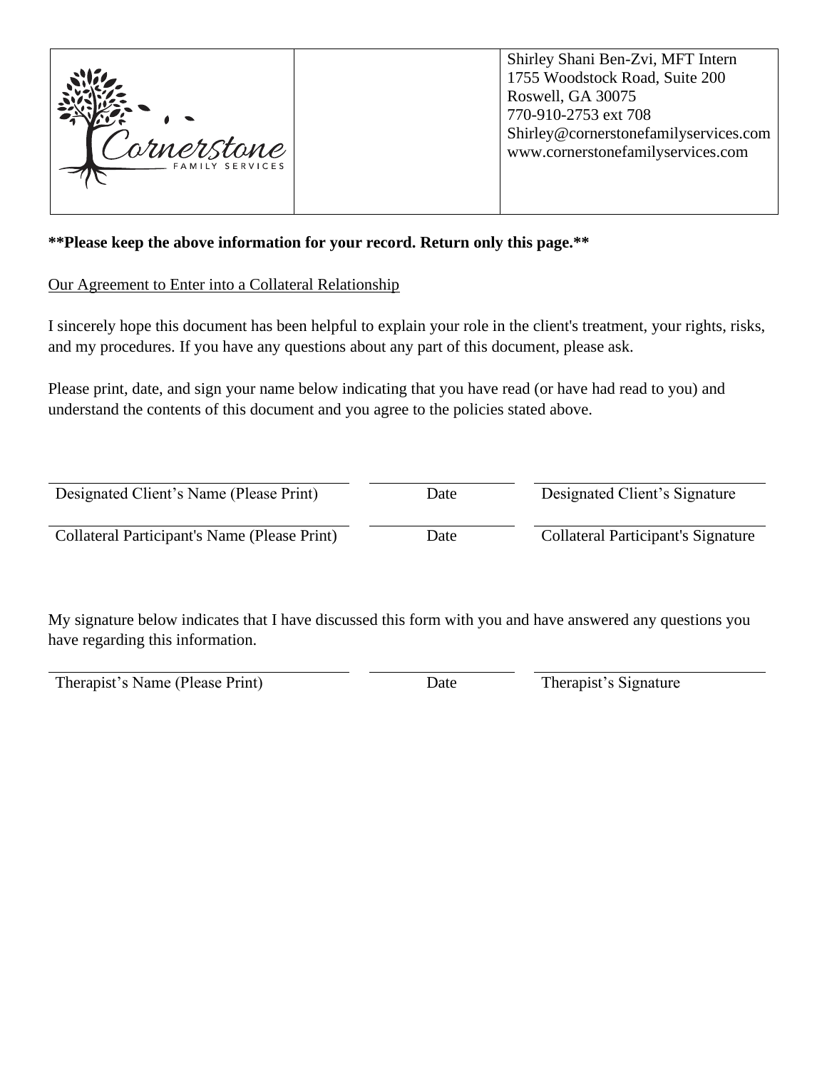| Cornerstone FAMILY SERVICES | | Shirley Shani Ben-Zvi, MFT Intern<br>1755 Woodstock Road, Suite 200<br>Roswell, GA 30075<br>770-910-2753 ext 708<br>Shirley@cornerstonefamilyservices.com<br>www.cornerstonefamilyservices.com |
|---|---|---|

****Please keep the above information for your record. Return only this page.****

<u>Our Agreement to Enter into a Collateral Relationship</u>

I sincerely hope this document has been helpful to explain your role in the client's treatment, your rights, risks, and my procedures. If you have any questions about any part of this document, please ask.

Please print, date, and sign your name below indicating that you have read (or have had read to you) and understand the contents of this document and you agree to the policies stated above.

| Designated Client's Name (Please Print) | Date | Designated Client's Signature |
|---|---|---|
| Collateral Participant's Name (Please Print) | Date | Collateral Participant's Signature |

My signature below indicates that I have discussed this form with you and have answered any questions you have regarding this information.

| Therapist's Name (Please Print) | Date | Therapist's Signature |
|---|---|---|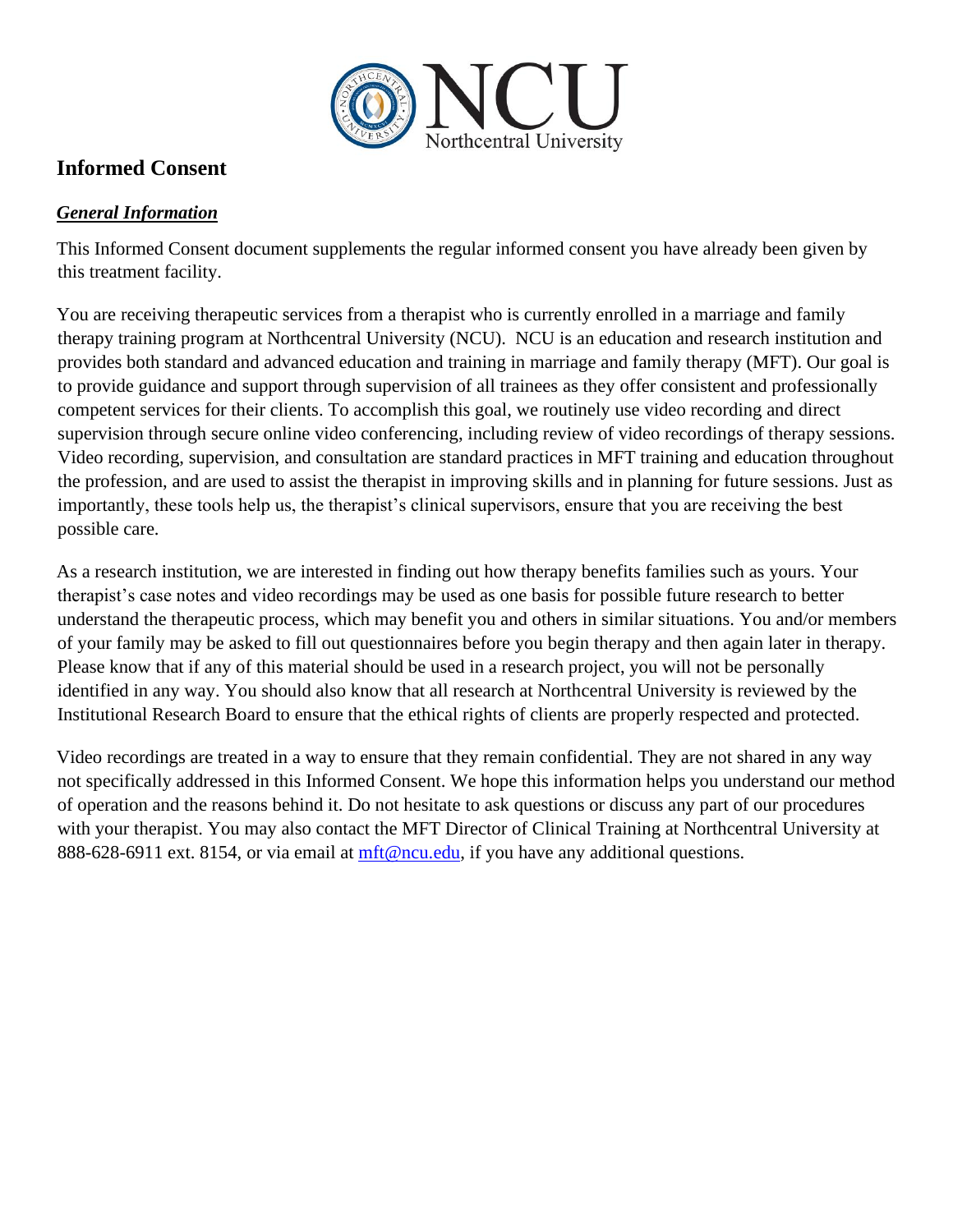# Informed Consent

## ***General Information***

This Informed Consent document supplements the regular informed consent you have already been given by this treatment facility.

You are receiving therapeutic services from a therapist who is currently enrolled in a marriage and family therapy training program at Northcentral University (NCU). NCU is an education and research institution and provides both standard and advanced education and training in marriage and family therapy (MFT). Our goal is to provide guidance and support through supervision of all trainees as they offer consistent and professionally competent services for their clients. To accomplish this goal, we routinely use video recording and direct supervision through secure online video conferencing, including review of video recordings of therapy sessions. Video recording, supervision, and consultation are standard practices in MFT training and education throughout the profession, and are used to assist the therapist in improving skills and in planning for future sessions. Just as importantly, these tools help us, the therapist's clinical supervisors, ensure that you are receiving the best possible care.

As a research institution, we are interested in finding out how therapy benefits families such as yours. Your therapist's case notes and video recordings may be used as one basis for possible future research to better understand the therapeutic process, which may benefit you and others in similar situations. You and/or members of your family may be asked to fill out questionnaires before you begin therapy and then again later in therapy. Please know that if any of this material should be used in a research project, you will not be personally identified in any way. You should also know that all research at Northcentral University is reviewed by the Institutional Research Board to ensure that the ethical rights of clients are properly respected and protected.

Video recordings are treated in a way to ensure that they remain confidential. They are not shared in any way not specifically addressed in this Informed Consent. We hope this information helps you understand our method of operation and the reasons behind it. Do not hesitate to ask questions or discuss any part of our procedures with your therapist. You may also contact the MFT Director of Clinical Training at Northcentral University at 888-628-6911 ext. 8154, or via email at mft@ncu.edu, if you have any additional questions.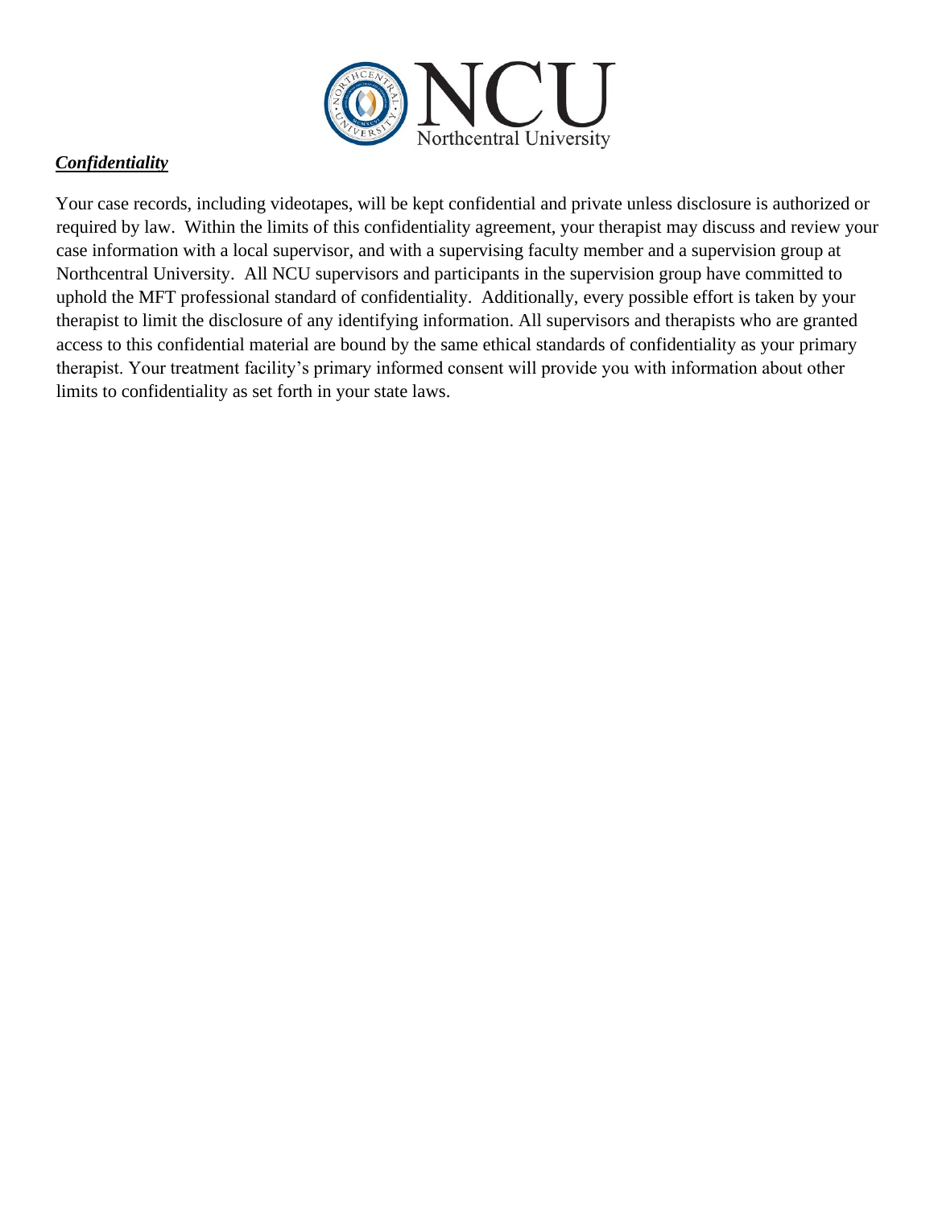***Confidentiality***

Your case records, including videotapes, will be kept confidential and private unless disclosure is authorized or required by law. Within the limits of this confidentiality agreement, your therapist may discuss and review your case information with a local supervisor, and with a supervising faculty member and a supervision group at Northcentral University. All NCU supervisors and participants in the supervision group have committed to uphold the MFT professional standard of confidentiality. Additionally, every possible effort is taken by your therapist to limit the disclosure of any identifying information. All supervisors and therapists who are granted access to this confidential material are bound by the same ethical standards of confidentiality as your primary therapist. Your treatment facility's primary informed consent will provide you with information about other limits to confidentiality as set forth in your state laws.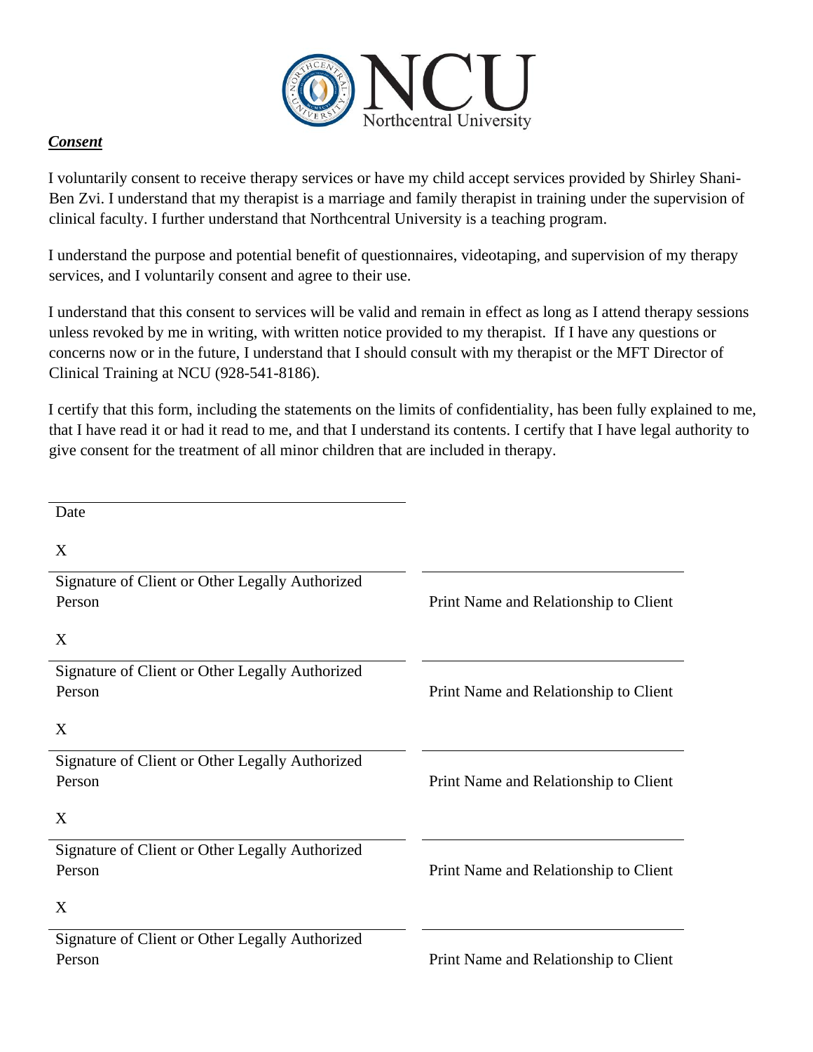NCU Northcentral University

***Consent***

I voluntarily consent to receive therapy services or have my child accept services provided by Shirley Shani-Ben Zvi. I understand that my therapist is a marriage and family therapist in training under the supervision of clinical faculty. I further understand that Northcentral University is a teaching program.

I understand the purpose and potential benefit of questionnaires, videotaping, and supervision of my therapy services, and I voluntarily consent and agree to their use.

I understand that this consent to services will be valid and remain in effect as long as I attend therapy sessions unless revoked by me in writing, with written notice provided to my therapist. If I have any questions or concerns now or in the future, I understand that I should consult with my therapist or the MFT Director of Clinical Training at NCU (928-541-8186).

I certify that this form, including the statements on the limits of confidentiality, has been fully explained to me, that I have read it or had it read to me, and that I understand its contents. I certify that I have legal authority to give consent for the treatment of all minor children that are included in therapy.

\_\_\_\_\_\_\_\_\_\_\_\_\_\_\_\_\_\_\_\_\_\_\_\_\_\_\_\_\_\_\_\_\_\_\_\_\_\_\_\_
Date

X \_\_\_\_\_\_\_\_\_\_\_\_\_\_\_\_\_\_\_\_\_\_\_\_\_\_\_\_\_\_\_\_\_\_\_\_\_\_\_\_ \_\_\_\_\_\_\_\_\_\_\_\_\_\_\_\_\_\_\_\_\_\_\_\_\_\_\_\_\_\_\_\_
Signature of Client or Other Legally Authorized Person — Print Name and Relationship to Client

X \_\_\_\_\_\_\_\_\_\_\_\_\_\_\_\_\_\_\_\_\_\_\_\_\_\_\_\_\_\_\_\_\_\_\_\_\_\_\_\_ \_\_\_\_\_\_\_\_\_\_\_\_\_\_\_\_\_\_\_\_\_\_\_\_\_\_\_\_\_\_\_\_
Signature of Client or Other Legally Authorized Person — Print Name and Relationship to Client

X \_\_\_\_\_\_\_\_\_\_\_\_\_\_\_\_\_\_\_\_\_\_\_\_\_\_\_\_\_\_\_\_\_\_\_\_\_\_\_\_ \_\_\_\_\_\_\_\_\_\_\_\_\_\_\_\_\_\_\_\_\_\_\_\_\_\_\_\_\_\_\_\_
Signature of Client or Other Legally Authorized Person — Print Name and Relationship to Client

X \_\_\_\_\_\_\_\_\_\_\_\_\_\_\_\_\_\_\_\_\_\_\_\_\_\_\_\_\_\_\_\_\_\_\_\_\_\_\_\_ \_\_\_\_\_\_\_\_\_\_\_\_\_\_\_\_\_\_\_\_\_\_\_\_\_\_\_\_\_\_\_\_
Signature of Client or Other Legally Authorized Person — Print Name and Relationship to Client

X \_\_\_\_\_\_\_\_\_\_\_\_\_\_\_\_\_\_\_\_\_\_\_\_\_\_\_\_\_\_\_\_\_\_\_\_\_\_\_\_ \_\_\_\_\_\_\_\_\_\_\_\_\_\_\_\_\_\_\_\_\_\_\_\_\_\_\_\_\_\_\_\_
Signature of Client or Other Legally Authorized Person — Print Name and Relationship to Client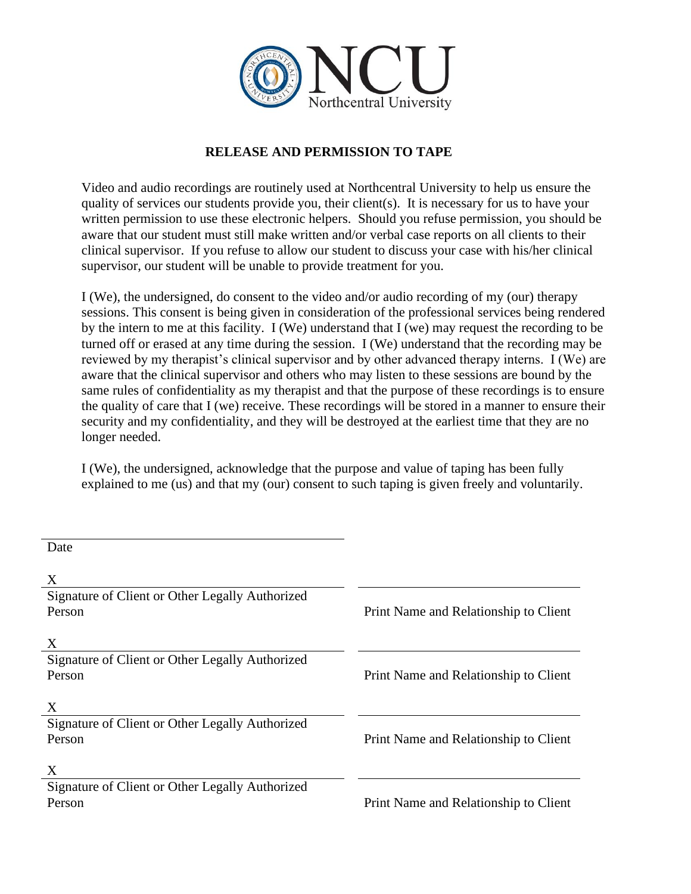NCU Northcentral University

**RELEASE AND PERMISSION TO TAPE**

Video and audio recordings are routinely used at Northcentral University to help us ensure the quality of services our students provide you, their client(s). It is necessary for us to have your written permission to use these electronic helpers. Should you refuse permission, you should be aware that our student must still make written and/or verbal case reports on all clients to their clinical supervisor. If you refuse to allow our student to discuss your case with his/her clinical supervisor, our student will be unable to provide treatment for you.

I (We), the undersigned, do consent to the video and/or audio recording of my (our) therapy sessions. This consent is being given in consideration of the professional services being rendered by the intern to me at this facility. I (We) understand that I (we) may request the recording to be turned off or erased at any time during the session. I (We) understand that the recording may be reviewed by my therapist's clinical supervisor and by other advanced therapy interns. I (We) are aware that the clinical supervisor and others who may listen to these sessions are bound by the same rules of confidentiality as my therapist and that the purpose of these recordings is to ensure the quality of care that I (we) receive. These recordings will be stored in a manner to ensure their security and my confidentiality, and they will be destroyed at the earliest time that they are no longer needed.

I (We), the undersigned, acknowledge that the purpose and value of taping has been fully explained to me (us) and that my (our) consent to such taping is given freely and voluntarily.

\_\_\_\_\_\_\_\_\_\_\_\_\_\_\_\_\_\_\_\_\_\_\_\_\_\_\_\_\_\_\_\_\_\_\_\_\_\_\_\_
Date

X \_\_\_\_\_\_\_\_\_\_\_\_\_\_\_\_\_\_\_\_\_\_\_\_\_\_\_\_\_\_\_\_\_\_\_\_\_\_\_\_ \_\_\_\_\_\_\_\_\_\_\_\_\_\_\_\_\_\_\_\_\_\_\_\_\_\_\_\_\_\_\_\_
Signature of Client or Other Legally Authorized Person — Print Name and Relationship to Client

X \_\_\_\_\_\_\_\_\_\_\_\_\_\_\_\_\_\_\_\_\_\_\_\_\_\_\_\_\_\_\_\_\_\_\_\_\_\_\_\_ \_\_\_\_\_\_\_\_\_\_\_\_\_\_\_\_\_\_\_\_\_\_\_\_\_\_\_\_\_\_\_\_
Signature of Client or Other Legally Authorized Person — Print Name and Relationship to Client

X \_\_\_\_\_\_\_\_\_\_\_\_\_\_\_\_\_\_\_\_\_\_\_\_\_\_\_\_\_\_\_\_\_\_\_\_\_\_\_\_ \_\_\_\_\_\_\_\_\_\_\_\_\_\_\_\_\_\_\_\_\_\_\_\_\_\_\_\_\_\_\_\_
Signature of Client or Other Legally Authorized Person — Print Name and Relationship to Client

X \_\_\_\_\_\_\_\_\_\_\_\_\_\_\_\_\_\_\_\_\_\_\_\_\_\_\_\_\_\_\_\_\_\_\_\_\_\_\_\_ \_\_\_\_\_\_\_\_\_\_\_\_\_\_\_\_\_\_\_\_\_\_\_\_\_\_\_\_\_\_\_\_
Signature of Client or Other Legally Authorized Person — Print Name and Relationship to Client